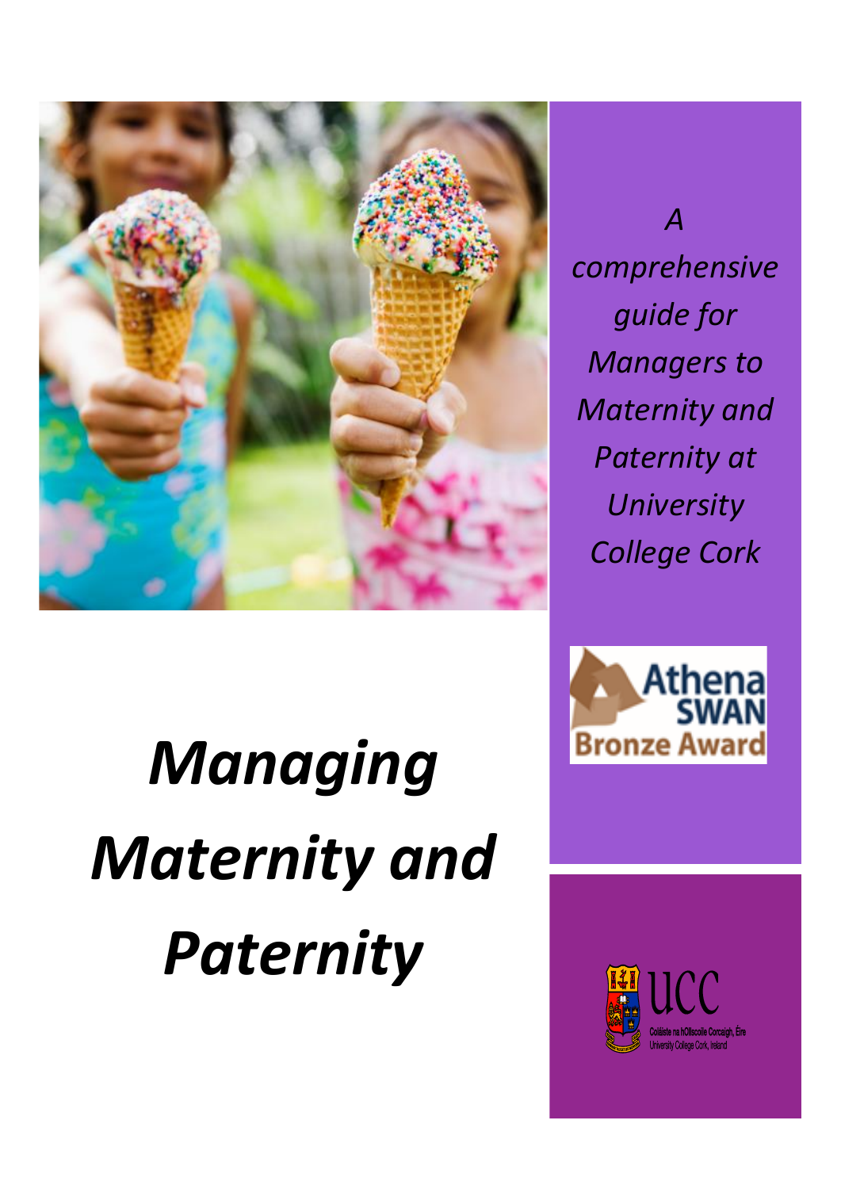# *Managing Maternity and Paternity*

*A comprehensive guide for Managers to Maternity and Paternity at University College Cork*

Athena SWAN Bronze Award

UCC

Coláiste na hOllscoile Corcaigh, Éire
University College Cork, Ireland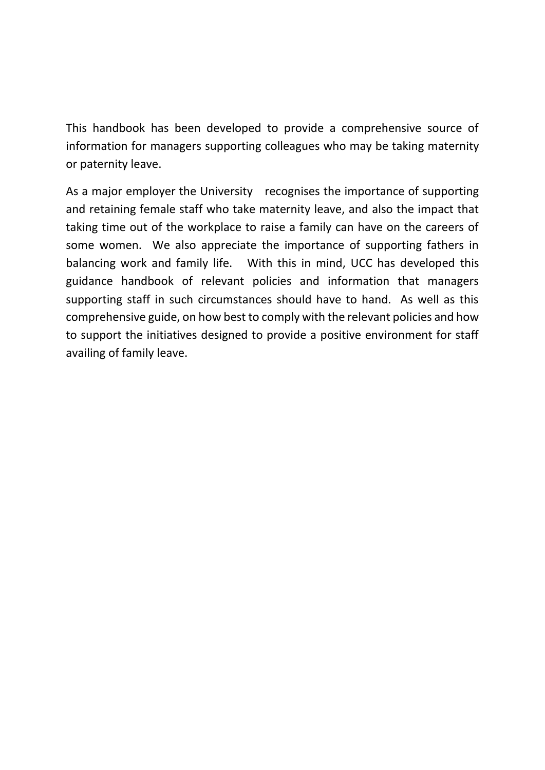This handbook has been developed to provide a comprehensive source of information for managers supporting colleagues who may be taking maternity or paternity leave.

As a major employer the University recognises the importance of supporting and retaining female staff who take maternity leave, and also the impact that taking time out of the workplace to raise a family can have on the careers of some women. We also appreciate the importance of supporting fathers in balancing work and family life. With this in mind, UCC has developed this guidance handbook of relevant policies and information that managers supporting staff in such circumstances should have to hand. As well as this comprehensive guide, on how best to comply with the relevant policies and how to support the initiatives designed to provide a positive environment for staff availing of family leave.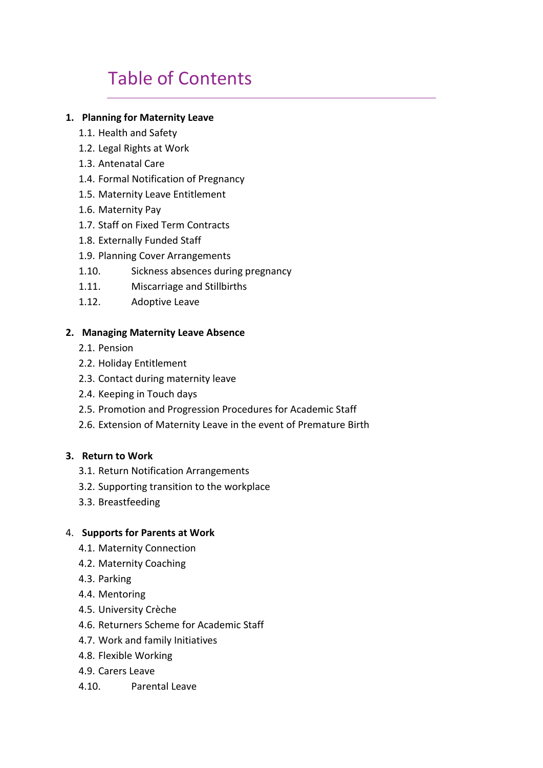# Table of Contents

1. **Planning for Maternity Leave**
    - 1.1. Health and Safety
    - 1.2. Legal Rights at Work
    - 1.3. Antenatal Care
    - 1.4. Formal Notification of Pregnancy
    - 1.5. Maternity Leave Entitlement
    - 1.6. Maternity Pay
    - 1.7. Staff on Fixed Term Contracts
    - 1.8. Externally Funded Staff
    - 1.9. Planning Cover Arrangements
    - 1.10. Sickness absences during pregnancy
    - 1.11. Miscarriage and Stillbirths
    - 1.12. Adoptive Leave

2. **Managing Maternity Leave Absence**
    - 2.1. Pension
    - 2.2. Holiday Entitlement
    - 2.3. Contact during maternity leave
    - 2.4. Keeping in Touch days
    - 2.5. Promotion and Progression Procedures for Academic Staff
    - 2.6. Extension of Maternity Leave in the event of Premature Birth

3. **Return to Work**
    - 3.1. Return Notification Arrangements
    - 3.2. Supporting transition to the workplace
    - 3.3. Breastfeeding

4. **Supports for Parents at Work**
    - 4.1. Maternity Connection
    - 4.2. Maternity Coaching
    - 4.3. Parking
    - 4.4. Mentoring
    - 4.5. University Crèche
    - 4.6. Returners Scheme for Academic Staff
    - 4.7. Work and family Initiatives
    - 4.8. Flexible Working
    - 4.9. Carers Leave
    - 4.10. Parental Leave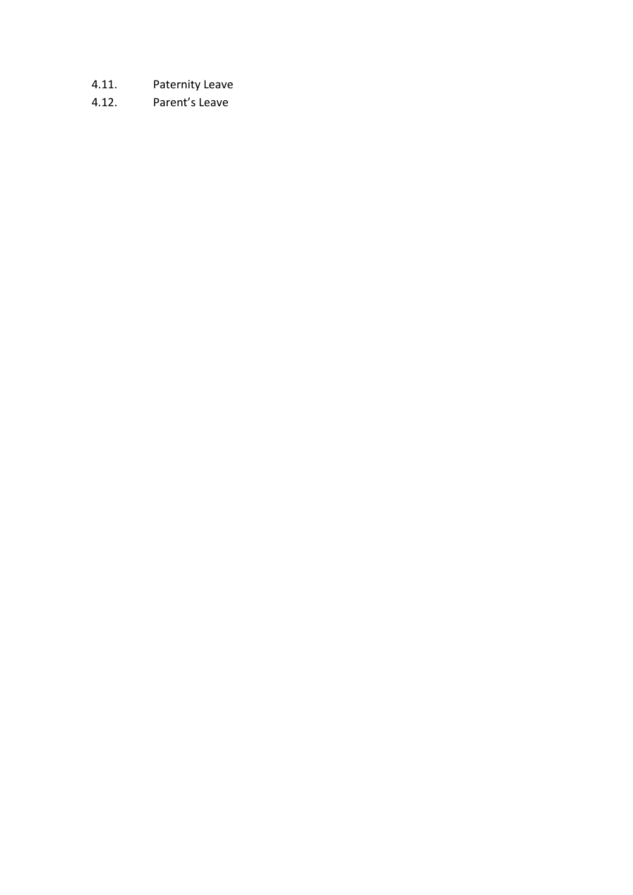4.11. Paternity Leave

4.12. Parent's Leave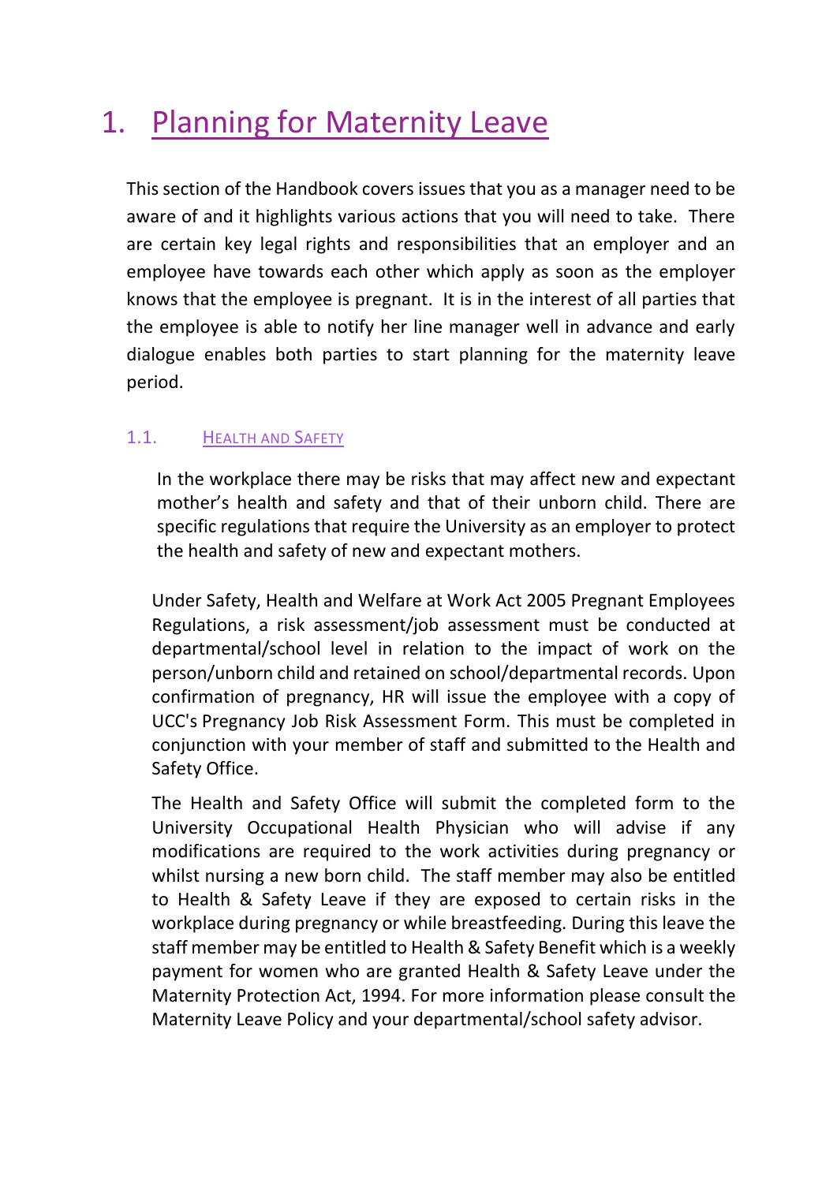# 1. Planning for Maternity Leave

This section of the Handbook covers issues that you as a manager need to be aware of and it highlights various actions that you will need to take. There are certain key legal rights and responsibilities that an employer and an employee have towards each other which apply as soon as the employer knows that the employee is pregnant. It is in the interest of all parties that the employee is able to notify her line manager well in advance and early dialogue enables both parties to start planning for the maternity leave period.

## 1.1. Health and Safety

In the workplace there may be risks that may affect new and expectant mother's health and safety and that of their unborn child. There are specific regulations that require the University as an employer to protect the health and safety of new and expectant mothers.

Under Safety, Health and Welfare at Work Act 2005 Pregnant Employees Regulations, a risk assessment/job assessment must be conducted at departmental/school level in relation to the impact of work on the person/unborn child and retained on school/departmental records. Upon confirmation of pregnancy, HR will issue the employee with a copy of UCC's Pregnancy Job Risk Assessment Form. This must be completed in conjunction with your member of staff and submitted to the Health and Safety Office.

The Health and Safety Office will submit the completed form to the University Occupational Health Physician who will advise if any modifications are required to the work activities during pregnancy or whilst nursing a new born child. The staff member may also be entitled to Health & Safety Leave if they are exposed to certain risks in the workplace during pregnancy or while breastfeeding. During this leave the staff member may be entitled to Health & Safety Benefit which is a weekly payment for women who are granted Health & Safety Leave under the Maternity Protection Act, 1994. For more information please consult the Maternity Leave Policy and your departmental/school safety advisor.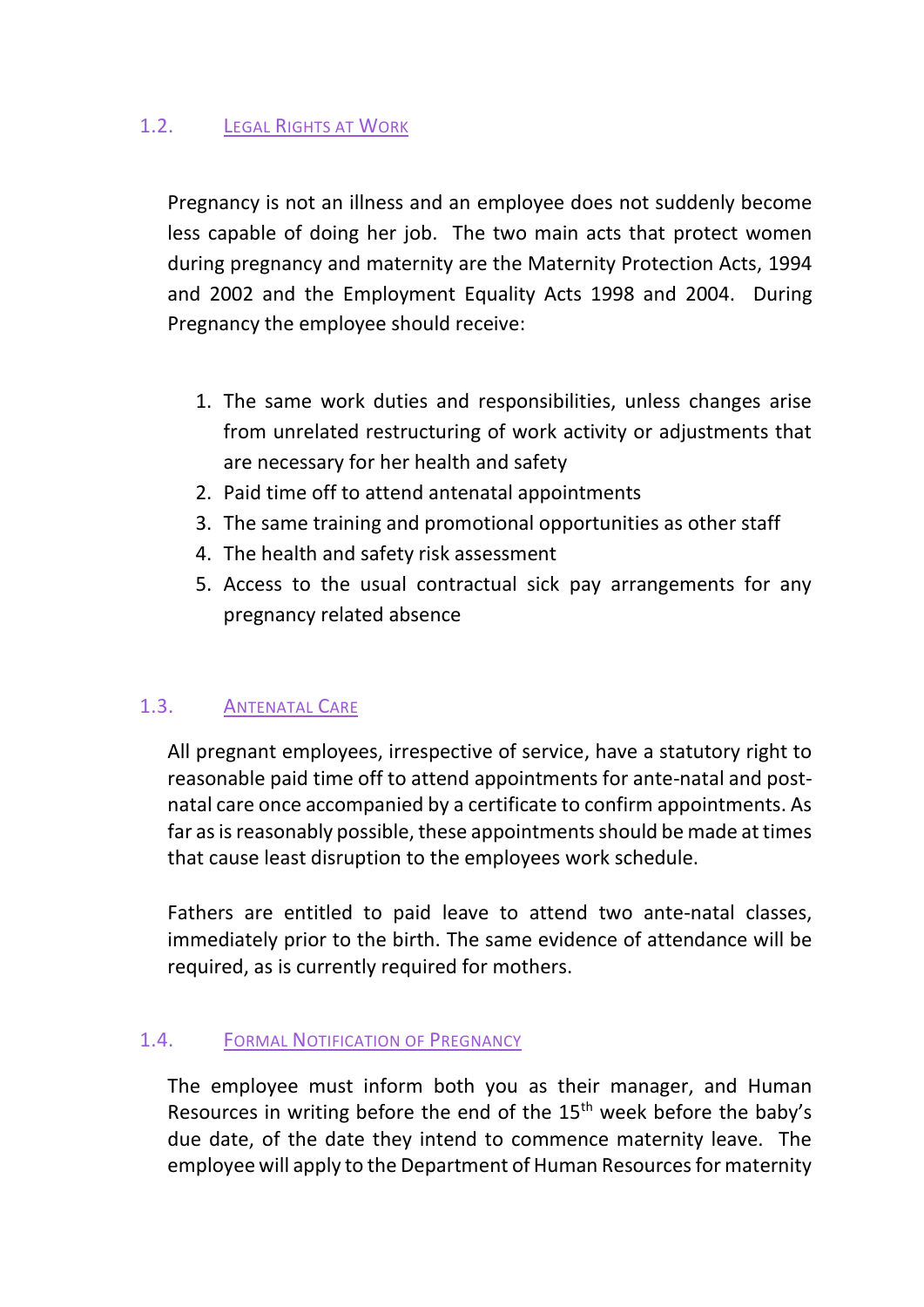## 1.2. Legal Rights at Work

Pregnancy is not an illness and an employee does not suddenly become less capable of doing her job. The two main acts that protect women during pregnancy and maternity are the Maternity Protection Acts, 1994 and 2002 and the Employment Equality Acts 1998 and 2004. During Pregnancy the employee should receive:

1. The same work duties and responsibilities, unless changes arise from unrelated restructuring of work activity or adjustments that are necessary for her health and safety
2. Paid time off to attend antenatal appointments
3. The same training and promotional opportunities as other staff
4. The health and safety risk assessment
5. Access to the usual contractual sick pay arrangements for any pregnancy related absence

## 1.3. Antenatal Care

All pregnant employees, irrespective of service, have a statutory right to reasonable paid time off to attend appointments for ante-natal and post-natal care once accompanied by a certificate to confirm appointments. As far as is reasonably possible, these appointments should be made at times that cause least disruption to the employees work schedule.

Fathers are entitled to paid leave to attend two ante-natal classes, immediately prior to the birth. The same evidence of attendance will be required, as is currently required for mothers.

## 1.4. Formal Notification of Pregnancy

The employee must inform both you as their manager, and Human Resources in writing before the end of the 15th week before the baby's due date, of the date they intend to commence maternity leave. The employee will apply to the Department of Human Resources for maternity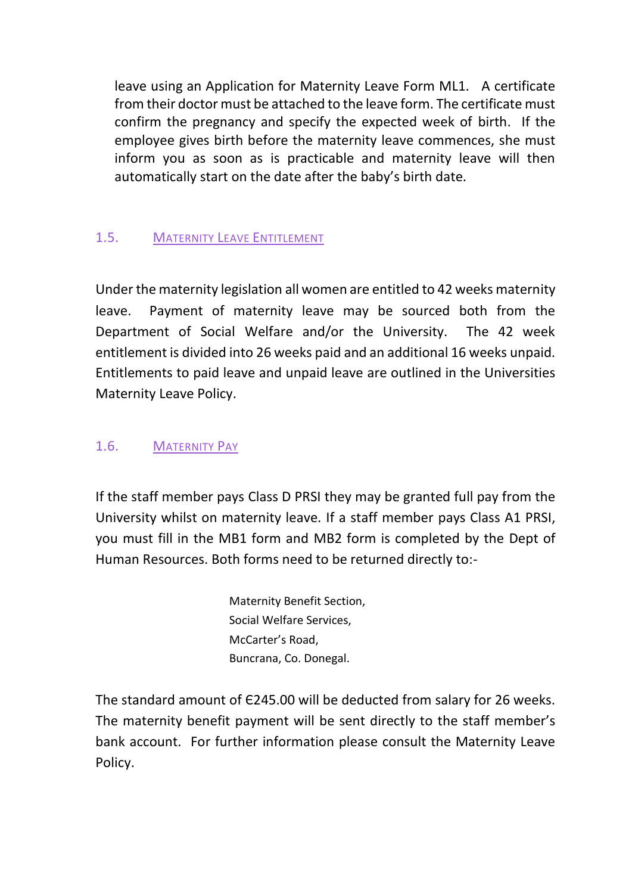leave using an Application for Maternity Leave Form ML1. A certificate from their doctor must be attached to the leave form. The certificate must confirm the pregnancy and specify the expected week of birth. If the employee gives birth before the maternity leave commences, she must inform you as soon as is practicable and maternity leave will then automatically start on the date after the baby's birth date.

## 1.5. Maternity Leave Entitlement

Under the maternity legislation all women are entitled to 42 weeks maternity leave. Payment of maternity leave may be sourced both from the Department of Social Welfare and/or the University. The 42 week entitlement is divided into 26 weeks paid and an additional 16 weeks unpaid. Entitlements to paid leave and unpaid leave are outlined in the Universities Maternity Leave Policy.

## 1.6. Maternity Pay

If the staff member pays Class D PRSI they may be granted full pay from the University whilst on maternity leave. If a staff member pays Class A1 PRSI, you must fill in the MB1 form and MB2 form is completed by the Dept of Human Resources. Both forms need to be returned directly to:-

Maternity Benefit Section,
Social Welfare Services,
McCarter's Road,
Buncrana, Co. Donegal.

The standard amount of €245.00 will be deducted from salary for 26 weeks. The maternity benefit payment will be sent directly to the staff member's bank account. For further information please consult the Maternity Leave Policy.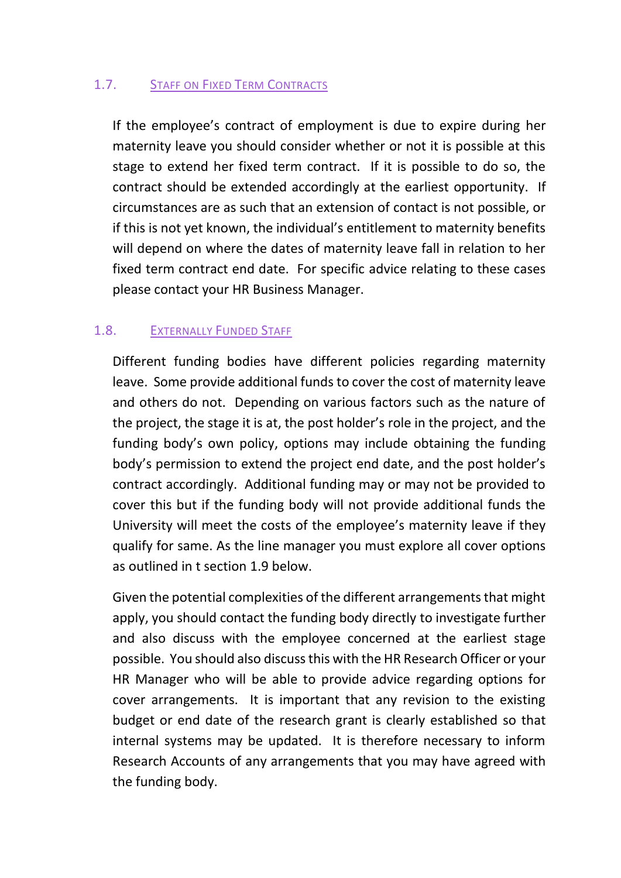### 1.7. Staff on Fixed Term Contracts

If the employee's contract of employment is due to expire during her maternity leave you should consider whether or not it is possible at this stage to extend her fixed term contract. If it is possible to do so, the contract should be extended accordingly at the earliest opportunity. If circumstances are as such that an extension of contact is not possible, or if this is not yet known, the individual's entitlement to maternity benefits will depend on where the dates of maternity leave fall in relation to her fixed term contract end date. For specific advice relating to these cases please contact your HR Business Manager.

### 1.8. Externally Funded Staff

Different funding bodies have different policies regarding maternity leave. Some provide additional funds to cover the cost of maternity leave and others do not. Depending on various factors such as the nature of the project, the stage it is at, the post holder's role in the project, and the funding body's own policy, options may include obtaining the funding body's permission to extend the project end date, and the post holder's contract accordingly. Additional funding may or may not be provided to cover this but if the funding body will not provide additional funds the University will meet the costs of the employee's maternity leave if they qualify for same. As the line manager you must explore all cover options as outlined in t section 1.9 below.

Given the potential complexities of the different arrangements that might apply, you should contact the funding body directly to investigate further and also discuss with the employee concerned at the earliest stage possible. You should also discuss this with the HR Research Officer or your HR Manager who will be able to provide advice regarding options for cover arrangements. It is important that any revision to the existing budget or end date of the research grant is clearly established so that internal systems may be updated. It is therefore necessary to inform Research Accounts of any arrangements that you may have agreed with the funding body.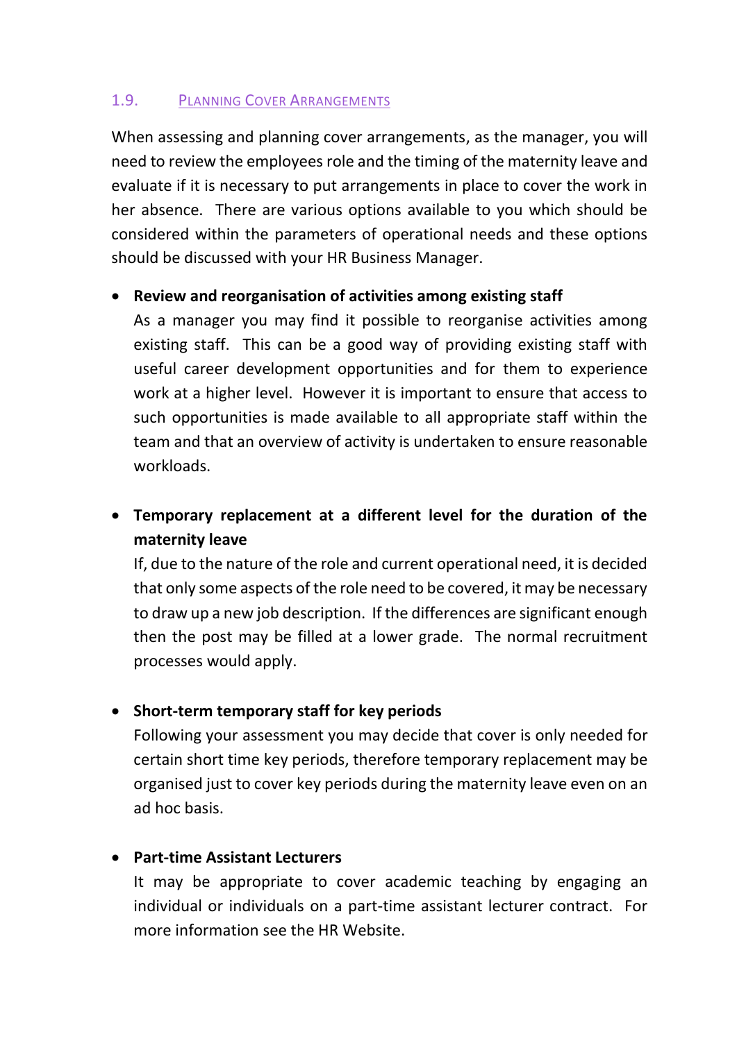### 1.9. Planning Cover Arrangements

When assessing and planning cover arrangements, as the manager, you will need to review the employees role and the timing of the maternity leave and evaluate if it is necessary to put arrangements in place to cover the work in her absence. There are various options available to you which should be considered within the parameters of operational needs and these options should be discussed with your HR Business Manager.

- **Review and reorganisation of activities among existing staff**
  As a manager you may find it possible to reorganise activities among existing staff. This can be a good way of providing existing staff with useful career development opportunities and for them to experience work at a higher level. However it is important to ensure that access to such opportunities is made available to all appropriate staff within the team and that an overview of activity is undertaken to ensure reasonable workloads.

- **Temporary replacement at a different level for the duration of the maternity leave**
  If, due to the nature of the role and current operational need, it is decided that only some aspects of the role need to be covered, it may be necessary to draw up a new job description. If the differences are significant enough then the post may be filled at a lower grade. The normal recruitment processes would apply.

- **Short-term temporary staff for key periods**
  Following your assessment you may decide that cover is only needed for certain short time key periods, therefore temporary replacement may be organised just to cover key periods during the maternity leave even on an ad hoc basis.

- **Part-time Assistant Lecturers**
  It may be appropriate to cover academic teaching by engaging an individual or individuals on a part-time assistant lecturer contract. For more information see the HR Website.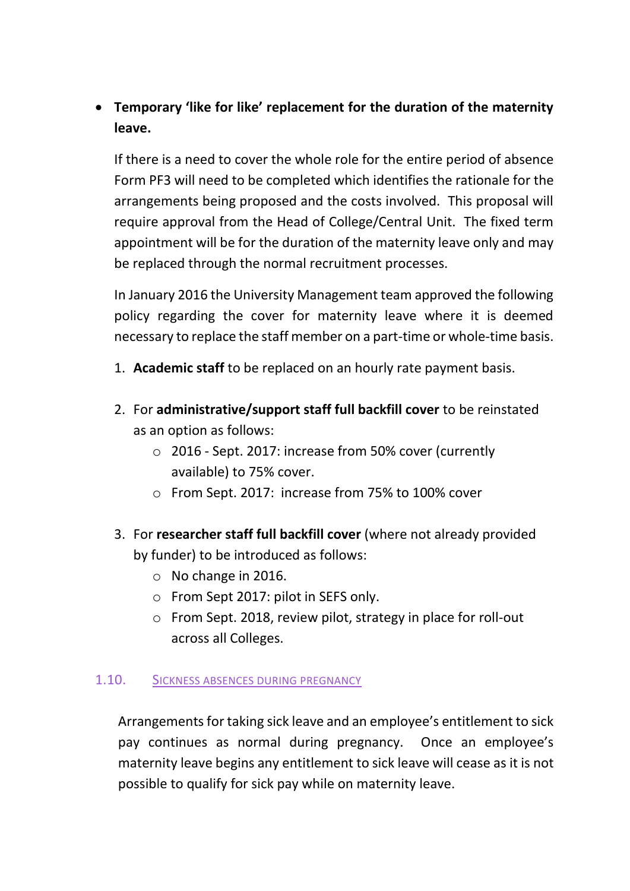- **Temporary 'like for like' replacement for the duration of the maternity leave.**

  If there is a need to cover the whole role for the entire period of absence Form PF3 will need to be completed which identifies the rationale for the arrangements being proposed and the costs involved. This proposal will require approval from the Head of College/Central Unit. The fixed term appointment will be for the duration of the maternity leave only and may be replaced through the normal recruitment processes.

  In January 2016 the University Management team approved the following policy regarding the cover for maternity leave where it is deemed necessary to replace the staff member on a part-time or whole-time basis.

  1. **Academic staff** to be replaced on an hourly rate payment basis.

  2. For **administrative/support staff full backfill cover** to be reinstated as an option as follows:
     - 2016 - Sept. 2017: increase from 50% cover (currently available) to 75% cover.
     - From Sept. 2017: increase from 75% to 100% cover

  3. For **researcher staff full backfill cover** (where not already provided by funder) to be introduced as follows:
     - No change in 2016.
     - From Sept 2017: pilot in SEFS only.
     - From Sept. 2018, review pilot, strategy in place for roll-out across all Colleges.

### 1.10. Sickness Absences During Pregnancy

Arrangements for taking sick leave and an employee's entitlement to sick pay continues as normal during pregnancy. Once an employee's maternity leave begins any entitlement to sick leave will cease as it is not possible to qualify for sick pay while on maternity leave.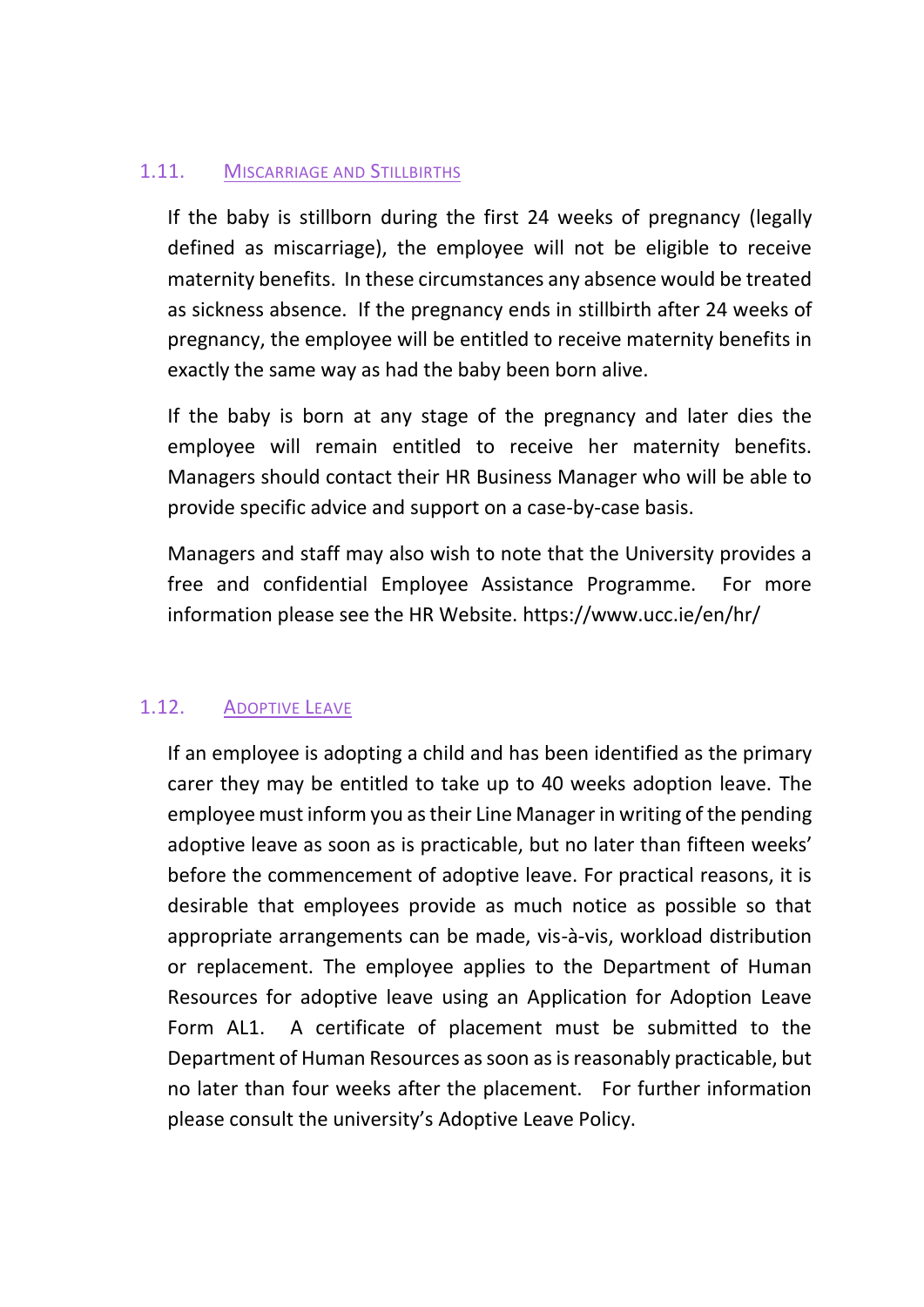### 1.11. Miscarriage and Stillbirths

If the baby is stillborn during the first 24 weeks of pregnancy (legally defined as miscarriage), the employee will not be eligible to receive maternity benefits. In these circumstances any absence would be treated as sickness absence. If the pregnancy ends in stillbirth after 24 weeks of pregnancy, the employee will be entitled to receive maternity benefits in exactly the same way as had the baby been born alive.

If the baby is born at any stage of the pregnancy and later dies the employee will remain entitled to receive her maternity benefits. Managers should contact their HR Business Manager who will be able to provide specific advice and support on a case-by-case basis.

Managers and staff may also wish to note that the University provides a free and confidential Employee Assistance Programme. For more information please see the HR Website. https://www.ucc.ie/en/hr/

### 1.12. Adoptive Leave

If an employee is adopting a child and has been identified as the primary carer they may be entitled to take up to 40 weeks adoption leave. The employee must inform you as their Line Manager in writing of the pending adoptive leave as soon as is practicable, but no later than fifteen weeks' before the commencement of adoptive leave. For practical reasons, it is desirable that employees provide as much notice as possible so that appropriate arrangements can be made, vis-à-vis, workload distribution or replacement. The employee applies to the Department of Human Resources for adoptive leave using an Application for Adoption Leave Form AL1. A certificate of placement must be submitted to the Department of Human Resources as soon as is reasonably practicable, but no later than four weeks after the placement. For further information please consult the university's Adoptive Leave Policy.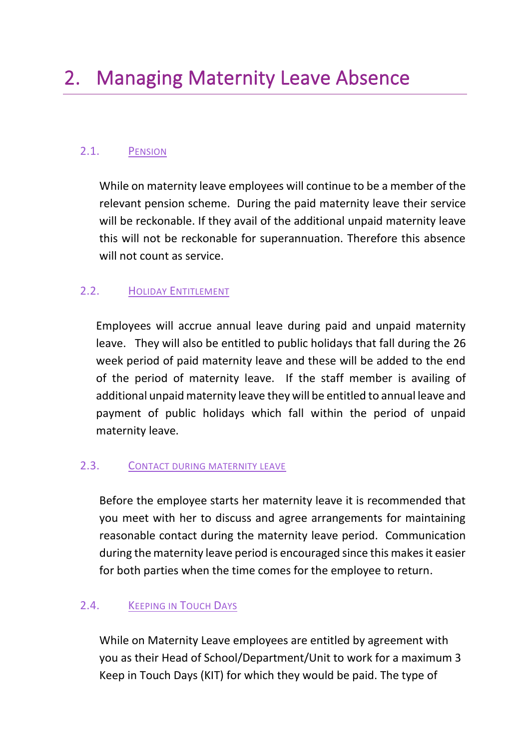# 2. Managing Maternity Leave Absence

### 2.1. Pension

While on maternity leave employees will continue to be a member of the relevant pension scheme. During the paid maternity leave their service will be reckonable. If they avail of the additional unpaid maternity leave this will not be reckonable for superannuation. Therefore this absence will not count as service.

### 2.2. Holiday Entitlement

Employees will accrue annual leave during paid and unpaid maternity leave. They will also be entitled to public holidays that fall during the 26 week period of paid maternity leave and these will be added to the end of the period of maternity leave. If the staff member is availing of additional unpaid maternity leave they will be entitled to annual leave and payment of public holidays which fall within the period of unpaid maternity leave.

### 2.3. Contact during maternity leave

Before the employee starts her maternity leave it is recommended that you meet with her to discuss and agree arrangements for maintaining reasonable contact during the maternity leave period. Communication during the maternity leave period is encouraged since this makes it easier for both parties when the time comes for the employee to return.

### 2.4. Keeping in Touch Days

While on Maternity Leave employees are entitled by agreement with you as their Head of School/Department/Unit to work for a maximum 3 Keep in Touch Days (KIT) for which they would be paid. The type of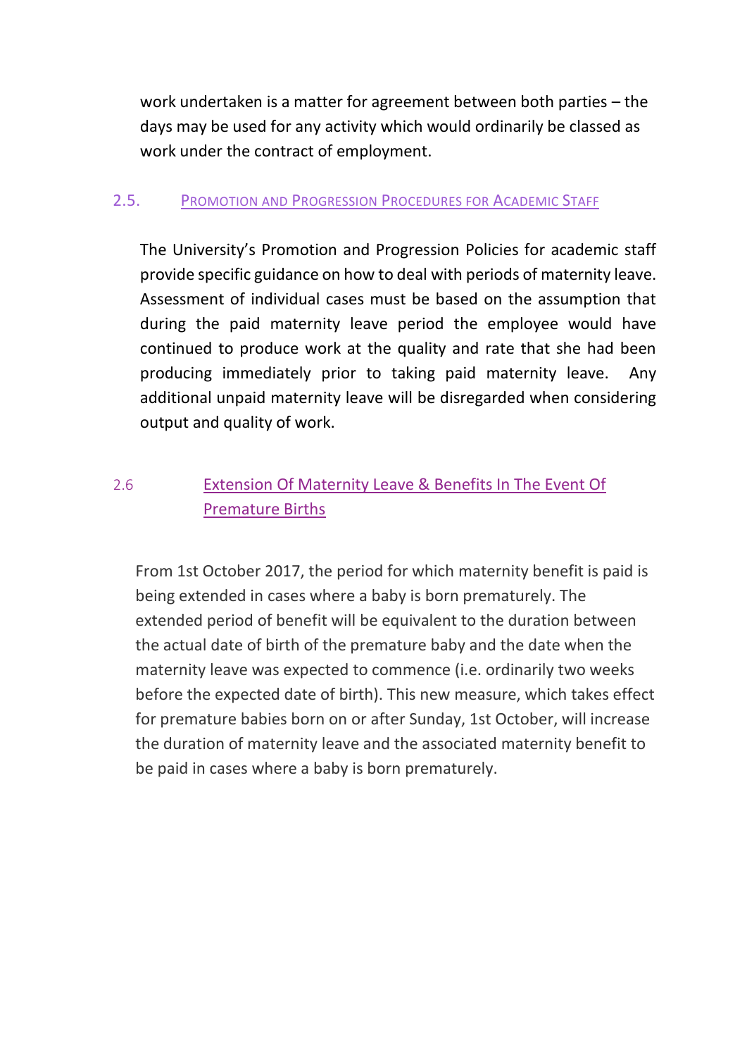work undertaken is a matter for agreement between both parties – the days may be used for any activity which would ordinarily be classed as work under the contract of employment.

## 2.5. Promotion and Progression Procedures for Academic Staff

The University's Promotion and Progression Policies for academic staff provide specific guidance on how to deal with periods of maternity leave. Assessment of individual cases must be based on the assumption that during the paid maternity leave period the employee would have continued to produce work at the quality and rate that she had been producing immediately prior to taking paid maternity leave. Any additional unpaid maternity leave will be disregarded when considering output and quality of work.

## 2.6 Extension Of Maternity Leave & Benefits In The Event Of Premature Births

From 1st October 2017, the period for which maternity benefit is paid is being extended in cases where a baby is born prematurely. The extended period of benefit will be equivalent to the duration between the actual date of birth of the premature baby and the date when the maternity leave was expected to commence (i.e. ordinarily two weeks before the expected date of birth). This new measure, which takes effect for premature babies born on or after Sunday, 1st October, will increase the duration of maternity leave and the associated maternity benefit to be paid in cases where a baby is born prematurely.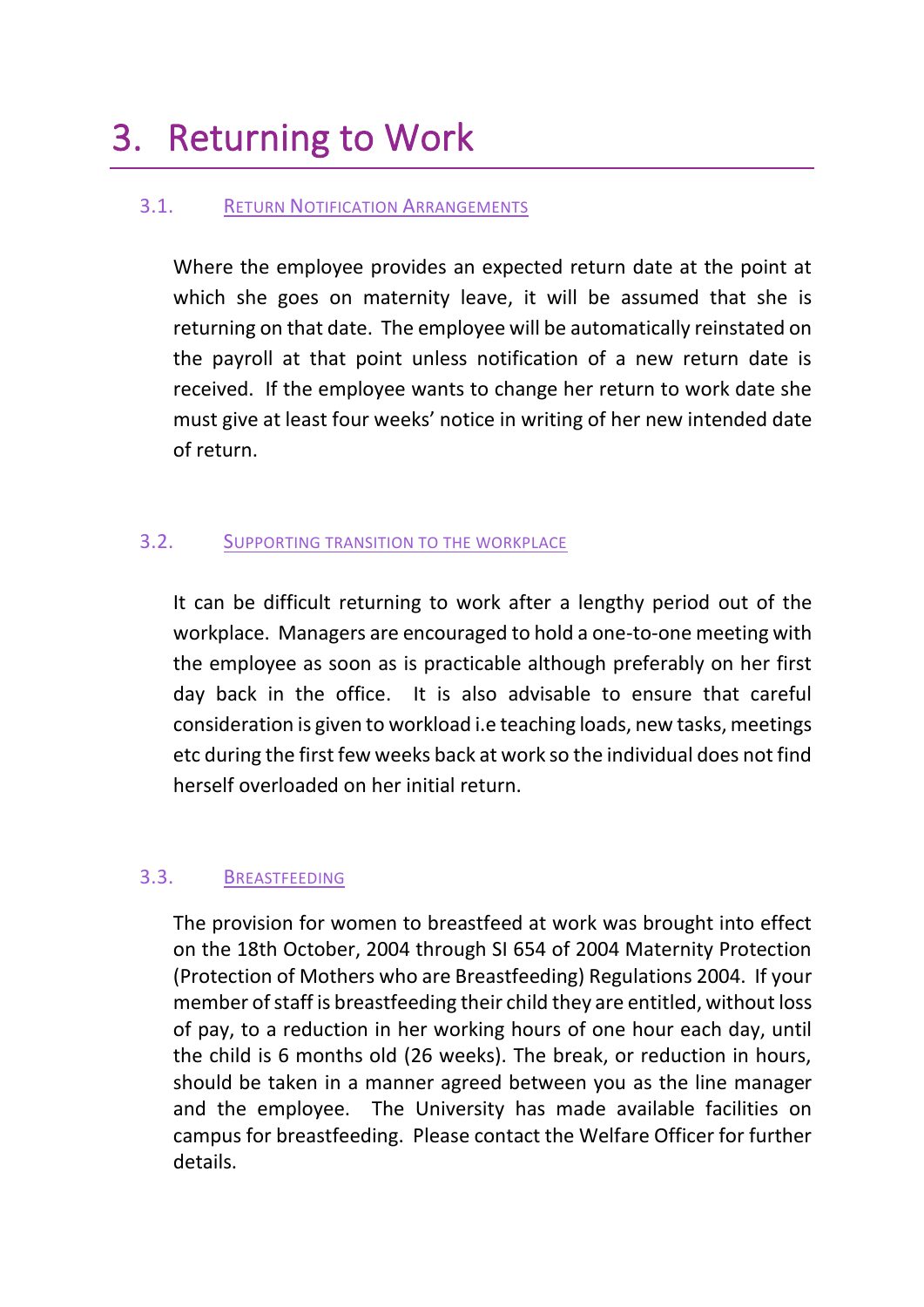# 3. Returning to Work

### 3.1. Return Notification Arrangements

Where the employee provides an expected return date at the point at which she goes on maternity leave, it will be assumed that she is returning on that date. The employee will be automatically reinstated on the payroll at that point unless notification of a new return date is received. If the employee wants to change her return to work date she must give at least four weeks' notice in writing of her new intended date of return.

### 3.2. Supporting transition to the workplace

It can be difficult returning to work after a lengthy period out of the workplace. Managers are encouraged to hold a one-to-one meeting with the employee as soon as is practicable although preferably on her first day back in the office. It is also advisable to ensure that careful consideration is given to workload i.e teaching loads, new tasks, meetings etc during the first few weeks back at work so the individual does not find herself overloaded on her initial return.

### 3.3. Breastfeeding

The provision for women to breastfeed at work was brought into effect on the 18th October, 2004 through SI 654 of 2004 Maternity Protection (Protection of Mothers who are Breastfeeding) Regulations 2004. If your member of staff is breastfeeding their child they are entitled, without loss of pay, to a reduction in her working hours of one hour each day, until the child is 6 months old (26 weeks). The break, or reduction in hours, should be taken in a manner agreed between you as the line manager and the employee. The University has made available facilities on campus for breastfeeding. Please contact the Welfare Officer for further details.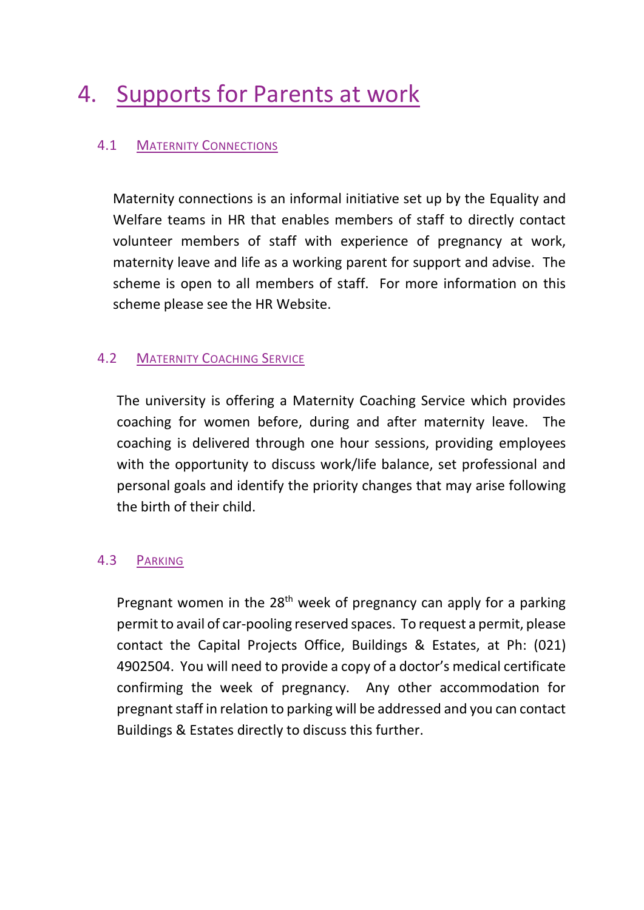# 4. Supports for Parents at work

## 4.1 Maternity Connections

Maternity connections is an informal initiative set up by the Equality and Welfare teams in HR that enables members of staff to directly contact volunteer members of staff with experience of pregnancy at work, maternity leave and life as a working parent for support and advise. The scheme is open to all members of staff. For more information on this scheme please see the HR Website.

## 4.2 Maternity Coaching Service

The university is offering a Maternity Coaching Service which provides coaching for women before, during and after maternity leave. The coaching is delivered through one hour sessions, providing employees with the opportunity to discuss work/life balance, set professional and personal goals and identify the priority changes that may arise following the birth of their child.

## 4.3 Parking

Pregnant women in the 28th week of pregnancy can apply for a parking permit to avail of car-pooling reserved spaces. To request a permit, please contact the Capital Projects Office, Buildings & Estates, at Ph: (021) 4902504. You will need to provide a copy of a doctor's medical certificate confirming the week of pregnancy. Any other accommodation for pregnant staff in relation to parking will be addressed and you can contact Buildings & Estates directly to discuss this further.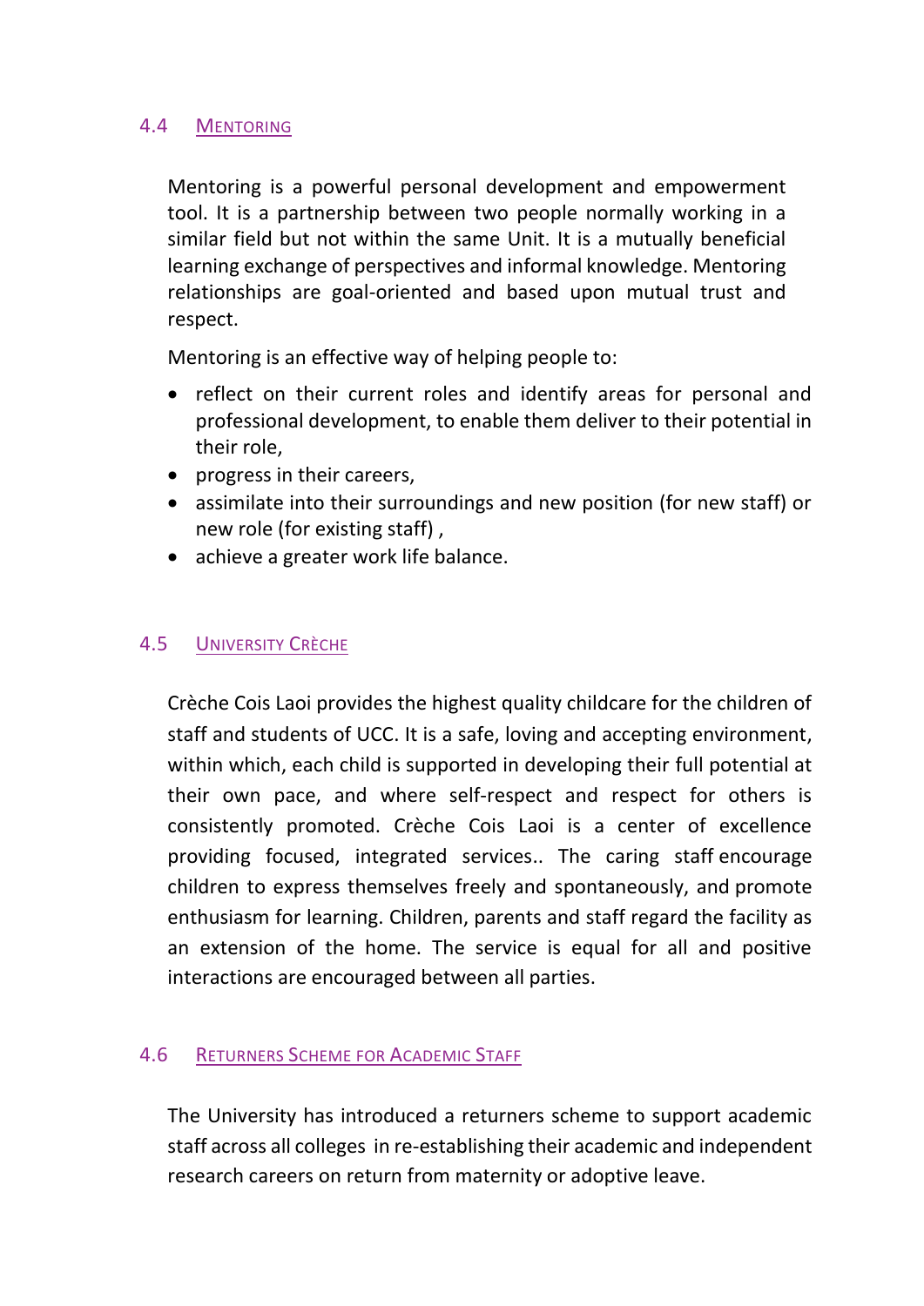## 4.4 Mentoring

Mentoring is a powerful personal development and empowerment tool. It is a partnership between two people normally working in a similar field but not within the same Unit. It is a mutually beneficial learning exchange of perspectives and informal knowledge. Mentoring relationships are goal-oriented and based upon mutual trust and respect.

Mentoring is an effective way of helping people to:

- reflect on their current roles and identify areas for personal and professional development, to enable them deliver to their potential in their role,
- progress in their careers,
- assimilate into their surroundings and new position (for new staff) or new role (for existing staff) ,
- achieve a greater work life balance.

## 4.5 University Crèche

Crèche Cois Laoi provides the highest quality childcare for the children of staff and students of UCC. It is a safe, loving and accepting environment, within which, each child is supported in developing their full potential at their own pace, and where self-respect and respect for others is consistently promoted. Crèche Cois Laoi is a center of excellence providing focused, integrated services.. The caring staff encourage children to express themselves freely and spontaneously, and promote enthusiasm for learning. Children, parents and staff regard the facility as an extension of the home. The service is equal for all and positive interactions are encouraged between all parties.

## 4.6 Returners Scheme for Academic Staff

The University has introduced a returners scheme to support academic staff across all colleges in re-establishing their academic and independent research careers on return from maternity or adoptive leave.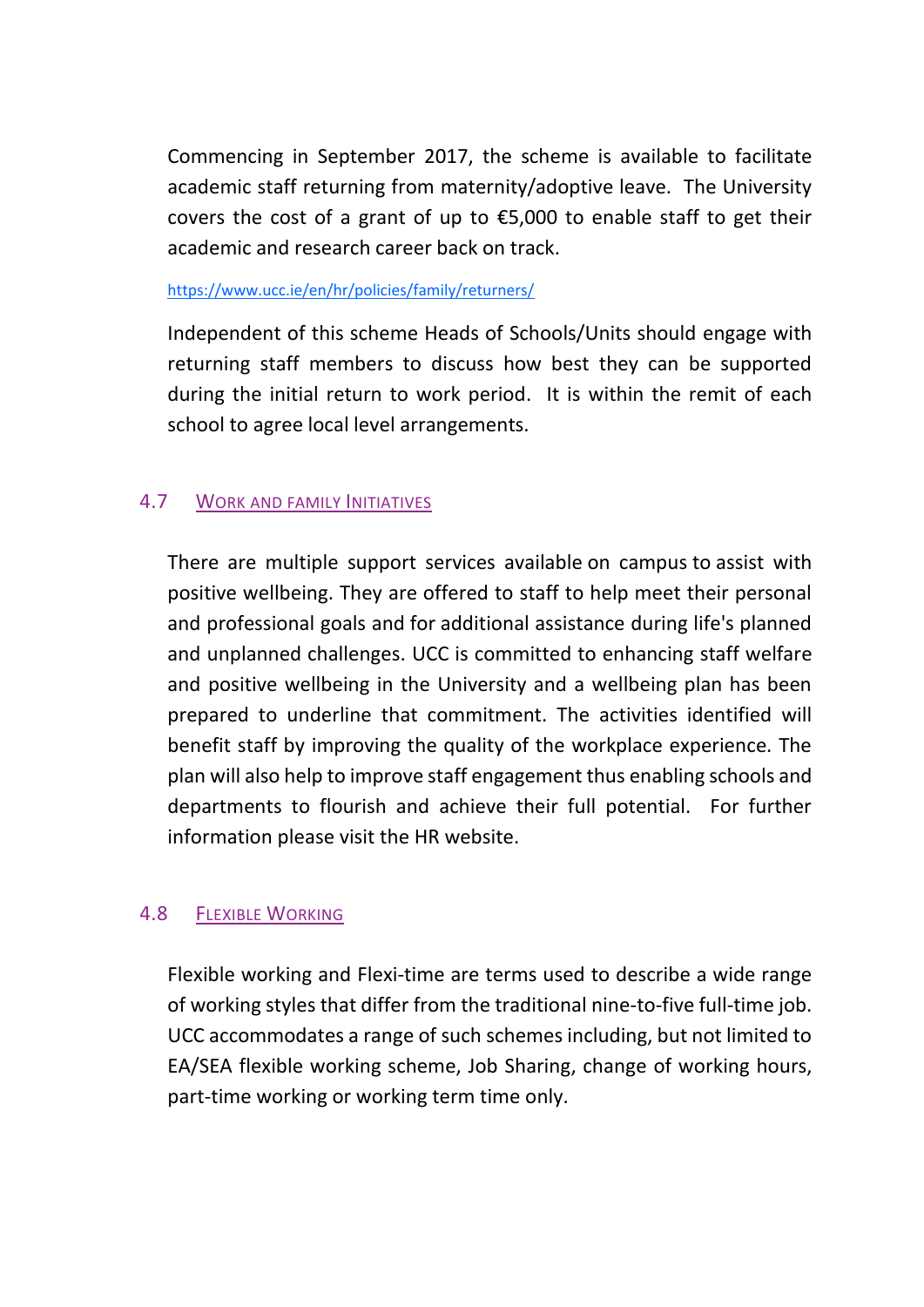Commencing in September 2017, the scheme is available to facilitate academic staff returning from maternity/adoptive leave. The University covers the cost of a grant of up to €5,000 to enable staff to get their academic and research career back on track.

https://www.ucc.ie/en/hr/policies/family/returners/

Independent of this scheme Heads of Schools/Units should engage with returning staff members to discuss how best they can be supported during the initial return to work period. It is within the remit of each school to agree local level arrangements.

### 4.7 Work and Family Initiatives

There are multiple support services available on campus to assist with positive wellbeing. They are offered to staff to help meet their personal and professional goals and for additional assistance during life's planned and unplanned challenges. UCC is committed to enhancing staff welfare and positive wellbeing in the University and a wellbeing plan has been prepared to underline that commitment. The activities identified will benefit staff by improving the quality of the workplace experience. The plan will also help to improve staff engagement thus enabling schools and departments to flourish and achieve their full potential. For further information please visit the HR website.

### 4.8 Flexible Working

Flexible working and Flexi-time are terms used to describe a wide range of working styles that differ from the traditional nine-to-five full-time job. UCC accommodates a range of such schemes including, but not limited to EA/SEA flexible working scheme, Job Sharing, change of working hours, part-time working or working term time only.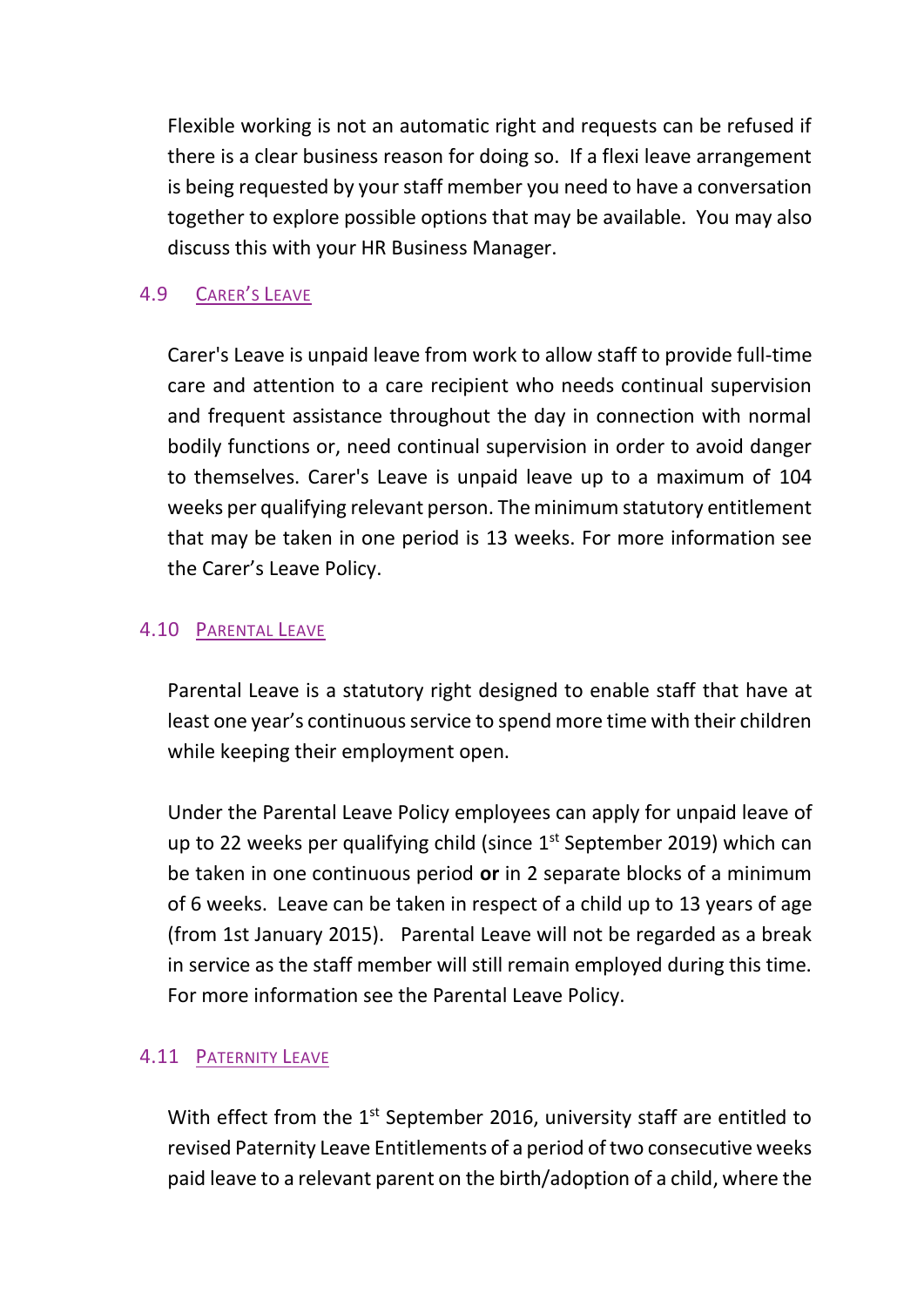Flexible working is not an automatic right and requests can be refused if there is a clear business reason for doing so. If a flexi leave arrangement is being requested by your staff member you need to have a conversation together to explore possible options that may be available. You may also discuss this with your HR Business Manager.

### 4.9 Carer's Leave

Carer's Leave is unpaid leave from work to allow staff to provide full-time care and attention to a care recipient who needs continual supervision and frequent assistance throughout the day in connection with normal bodily functions or, need continual supervision in order to avoid danger to themselves. Carer's Leave is unpaid leave up to a maximum of 104 weeks per qualifying relevant person. The minimum statutory entitlement that may be taken in one period is 13 weeks. For more information see the Carer's Leave Policy.

### 4.10 Parental Leave

Parental Leave is a statutory right designed to enable staff that have at least one year's continuous service to spend more time with their children while keeping their employment open.

Under the Parental Leave Policy employees can apply for unpaid leave of up to 22 weeks per qualifying child (since 1st September 2019) which can be taken in one continuous period **or** in 2 separate blocks of a minimum of 6 weeks. Leave can be taken in respect of a child up to 13 years of age (from 1st January 2015). Parental Leave will not be regarded as a break in service as the staff member will still remain employed during this time. For more information see the Parental Leave Policy.

### 4.11 Paternity Leave

With effect from the 1st September 2016, university staff are entitled to revised Paternity Leave Entitlements of a period of two consecutive weeks paid leave to a relevant parent on the birth/adoption of a child, where the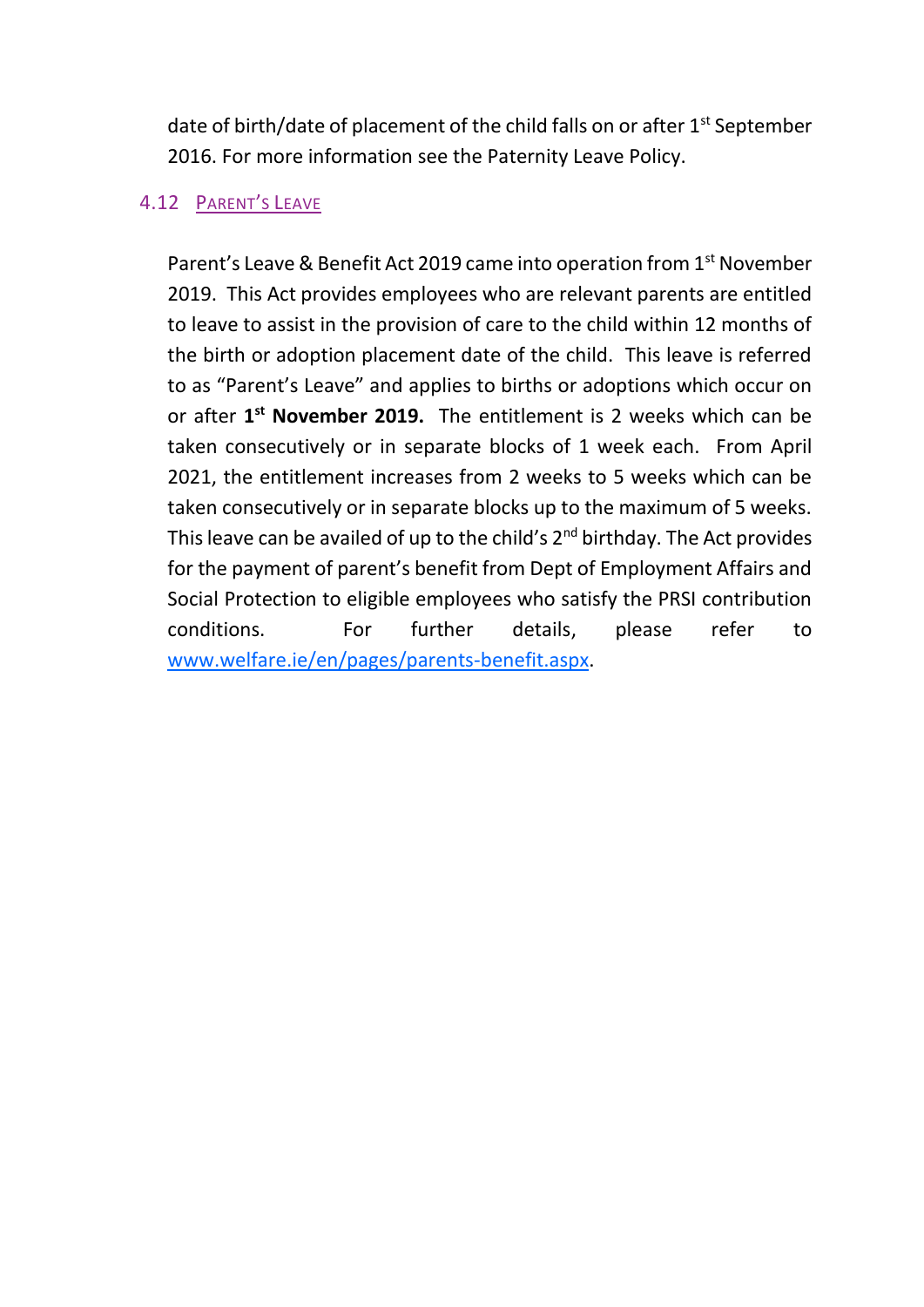date of birth/date of placement of the child falls on or after 1st September 2016. For more information see the Paternity Leave Policy.

### 4.12 Parent's Leave

Parent's Leave & Benefit Act 2019 came into operation from 1st November 2019. This Act provides employees who are relevant parents are entitled to leave to assist in the provision of care to the child within 12 months of the birth or adoption placement date of the child. This leave is referred to as "Parent's Leave" and applies to births or adoptions which occur on or after **1st November 2019.** The entitlement is 2 weeks which can be taken consecutively or in separate blocks of 1 week each. From April 2021, the entitlement increases from 2 weeks to 5 weeks which can be taken consecutively or in separate blocks up to the maximum of 5 weeks. This leave can be availed of up to the child's 2nd birthday. The Act provides for the payment of parent's benefit from Dept of Employment Affairs and Social Protection to eligible employees who satisfy the PRSI contribution conditions. For further details, please refer to www.welfare.ie/en/pages/parents-benefit.aspx.